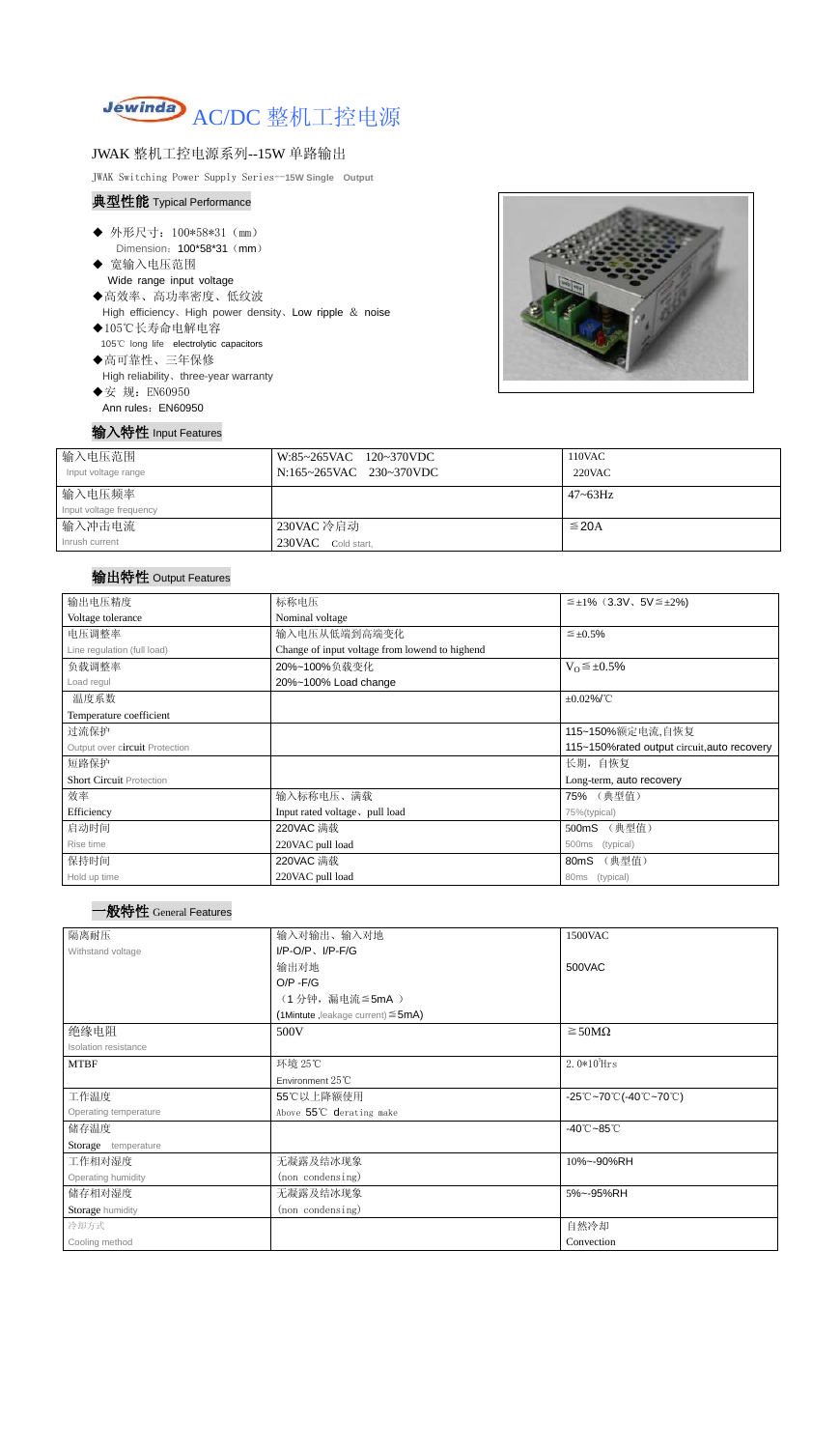# AC/DC 整机工控电源

## JWAK 整机工控电源系列--15W 单路输出

JWAK Switching Power Supply Series--15W Single Output

### 典型性能 Typical Performance

- ◆ 外形尺寸：100*58*31（mm）
  Dimension：100*58*31（mm）
- ◆ 宽输入电压范围
  Wide range input voltage
- ◆高效率、高功率密度、低纹波
  High efficiency、High power density、Low ripple & noise
- ◆105℃长寿命电解电容
  105℃ long life electrolytic capacitors
- ◆高可靠性、三年保修
  High reliability、three-year warranty
- ◆安 规：EN60950
  Ann rules：EN60950

### 输入特性 Input Features

| 输入电压范围<br>Input voltage range | W:85~265VAC 120~370VDC<br>N:165~265VAC 230~370VDC | 110VAC<br>220VAC |
|---|---|---|
| 输入电压频率<br>Input voltage frequency | | 47~63Hz |
| 输入冲击电流<br>Inrush current | 230VAC 冷启动<br>230VAC Cold start, | ≦20A |

### 输出特性 Output Features

| 输出电压精度<br>Voltage tolerance | 标称电压<br>Nominal voltage | ≦±1%（3.3V、5V≦±2%) |
|---|---|---|
| 电压调整率<br>Line regulation (full load) | 输入电压从低端到高端变化<br>Change of input voltage from lowend to highend | ≦±0.5% |
| 负载调整率<br>Load regul | 20%~100%负载变化<br>20%~100% Load change | $V_O$≦±0.5% |
| 温度系数<br>Temperature coefficient | | ±0.02%/℃ |
| 过流保护<br>Output over circuit Protection | | 115~150%额定电流,自恢复<br>115~150%rated output circuit,auto recovery |
| 短路保护<br>Short Circuit Protection | | 长期，自恢复<br>Long-term, auto recovery |
| 效率<br>Efficiency | 输入标称电压、满载<br>Input rated voltage、pull load | 75% （典型值）<br>75%(typical) |
| 启动时间<br>Rise time | 220VAC 满载<br>220VAC pull load | 500mS （典型值）<br>500ms (typical) |
| 保持时间<br>Hold up time | 220VAC 满载<br>220VAC pull load | 80mS （典型值）<br>80ms (typical) |

### 一般特性 General Features

| 隔离耐压<br>Withstand voltage | 输入对输出、输入对地<br>I/P-O/P、I/P-F/G | 1500VAC |
|---|---|---|
| | 输出对地<br>O/P -F/G | 500VAC |
| | （1 分钟，漏电流≦5mA ）<br>(1Mintute ,leakage current)≦5mA) | |
| 绝缘电阻<br>Isolation resistance | 500V | ≧50MΩ |
| MTBF | 环境 25℃<br>Environment 25℃ | $2.0*10^5$Hrs |
| 工作温度<br>Operating temperature | 55℃以上降额使用<br>Above 55℃ derating make | -25℃~70℃(-40℃~70℃) |
| 储存温度<br>Storage temperature | | -40℃~85℃ |
| 工作相对湿度<br>Operating humidity | 无凝露及结冰现象<br>(non condensing) | 10%~-90%RH |
| 储存相对湿度<br>Storage humidity | 无凝露及结冰现象<br>(non condensing) | 5%~-95%RH |
| 冷却方式<br>Cooling method | | 自然冷却<br>Convection |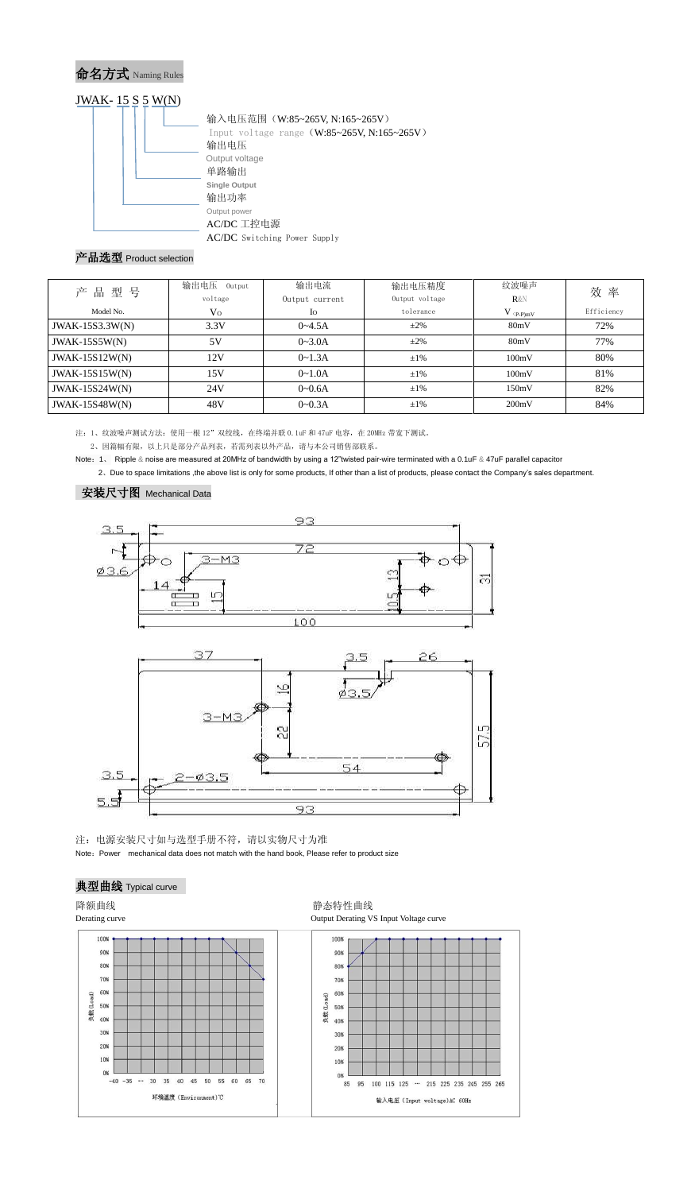## 命名方式 Naming Rules

JWAK- 15 S 5 W(N)

- 输入电压范围（W:85~265V, N:165~265V）
  Input voltage range（W:85~265V, N:165~265V）
- 输出电压
  Output voltage
- 单路输出
  Single Output
- 输出功率
  Output power
- AC/DC 工控电源
  AC/DC Switching Power Supply

## 产品选型 Product selection

| 产 品 型 号<br>Model No. | 输出电压 Output voltage<br>Vo | 输出电流<br>Output current<br>Io | 输出电压精度<br>Output voltage tolerance | 纹波噪声<br>R&N<br>V (P-P)mV | 效 率<br>Efficiency |
|---|---|---|---|---|---|
| JWAK-15S3.3W(N) | 3.3V | 0~4.5A | ±2% | 80mV | 72% |
| JWAK-15S5W(N) | 5V | 0~3.0A | ±2% | 80mV | 77% |
| JWAK-15S12W(N) | 12V | 0~1.3A | ±1% | 100mV | 80% |
| JWAK-15S15W(N) | 15V | 0~1.0A | ±1% | 100mV | 81% |
| JWAK-15S24W(N) | 24V | 0~0.6A | ±1% | 150mV | 82% |
| JWAK-15S48W(N) | 48V | 0~0.3A | ±1% | 200mV | 84% |

注：1、纹波噪声测试方法：使用一根 12" 双绞线，在终端并联 0.1uF 和 47uF 电容，在 20MHz 带宽下测试。

2、因篇幅有限，以上只是部分产品列表，若需列表以外产品，请与本公司销售部联系。

Note：1、 Ripple & noise are measured at 20MHz of bandwidth by using a 12"twisted pair-wire terminated with a 0.1uF & 47uF parallel capacitor

2、Due to space limitations ,the above list is only for some products, If other than a list of products, please contact the Company's sales department.

## 安装尺寸图 Mechanical Data

3.5 93 7 72 Ø3.6 3-M3 14 15 13 10.5 31 100

37 3.5 26 16 Ø3.5 3-M3 22 57.5 54 3.5 2-Ø3.5 5.5 93

注：电源安装尺寸如与选型手册不符，请以实物尺寸为准

Note：Power mechanical data does not match with the hand book, Please refer to product size

## 典型曲线 Typical curve

降额曲线
Derating curve

100% 90% 80% 70% 60% 50% 40% 30% 20% 10% 0%
负载(Load)
-40 -35 … 30 35 40 45 50 55 60 65 70
环境温度 (Environment)℃

静态特性曲线
Output Derating VS Input Voltage curve

100% 90% 80% 70% 60% 50% 40% 30% 20% 10% 0%
负载(Load)
85 95 100 115 125 … 215 225 235 245 255 265
输入电压 (Input voltage)AC 60Hz